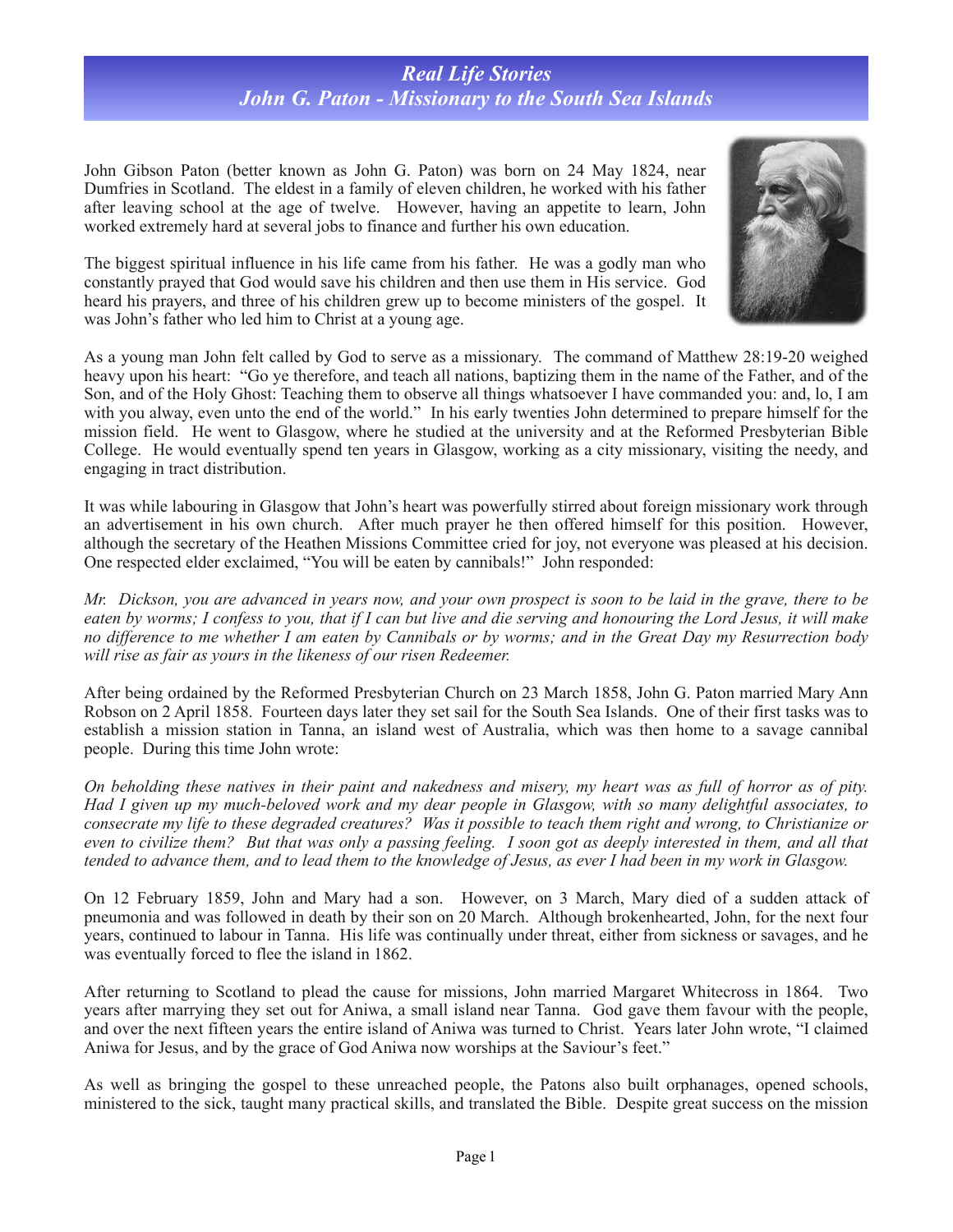# *Real Life Stories*
# *John G. Paton - Missionary to the South Sea Islands*

John Gibson Paton (better known as John G. Paton) was born on 24 May 1824, near Dumfries in Scotland. The eldest in a family of eleven children, he worked with his father after leaving school at the age of twelve. However, having an appetite to learn, John worked extremely hard at several jobs to finance and further his own education.

The biggest spiritual influence in his life came from his father. He was a godly man who constantly prayed that God would save his children and then use them in His service. God heard his prayers, and three of his children grew up to become ministers of the gospel. It was John's father who led him to Christ at a young age.

As a young man John felt called by God to serve as a missionary. The command of Matthew 28:19-20 weighed heavy upon his heart: "Go ye therefore, and teach all nations, baptizing them in the name of the Father, and of the Son, and of the Holy Ghost: Teaching them to observe all things whatsoever I have commanded you: and, lo, I am with you alway, even unto the end of the world." In his early twenties John determined to prepare himself for the mission field. He went to Glasgow, where he studied at the university and at the Reformed Presbyterian Bible College. He would eventually spend ten years in Glasgow, working as a city missionary, visiting the needy, and engaging in tract distribution.

It was while labouring in Glasgow that John's heart was powerfully stirred about foreign missionary work through an advertisement in his own church. After much prayer he then offered himself for this position. However, although the secretary of the Heathen Missions Committee cried for joy, not everyone was pleased at his decision. One respected elder exclaimed, "You will be eaten by cannibals!" John responded:

*Mr. Dickson, you are advanced in years now, and your own prospect is soon to be laid in the grave, there to be eaten by worms; I confess to you, that if I can but live and die serving and honouring the Lord Jesus, it will make no difference to me whether I am eaten by Cannibals or by worms; and in the Great Day my Resurrection body will rise as fair as yours in the likeness of our risen Redeemer.*

After being ordained by the Reformed Presbyterian Church on 23 March 1858, John G. Paton married Mary Ann Robson on 2 April 1858. Fourteen days later they set sail for the South Sea Islands. One of their first tasks was to establish a mission station in Tanna, an island west of Australia, which was then home to a savage cannibal people. During this time John wrote:

*On beholding these natives in their paint and nakedness and misery, my heart was as full of horror as of pity. Had I given up my much-beloved work and my dear people in Glasgow, with so many delightful associates, to consecrate my life to these degraded creatures? Was it possible to teach them right and wrong, to Christianize or even to civilize them? But that was only a passing feeling. I soon got as deeply interested in them, and all that tended to advance them, and to lead them to the knowledge of Jesus, as ever I had been in my work in Glasgow.*

On 12 February 1859, John and Mary had a son. However, on 3 March, Mary died of a sudden attack of pneumonia and was followed in death by their son on 20 March. Although brokenhearted, John, for the next four years, continued to labour in Tanna. His life was continually under threat, either from sickness or savages, and he was eventually forced to flee the island in 1862.

After returning to Scotland to plead the cause for missions, John married Margaret Whitecross in 1864. Two years after marrying they set out for Aniwa, a small island near Tanna. God gave them favour with the people, and over the next fifteen years the entire island of Aniwa was turned to Christ. Years later John wrote, "I claimed Aniwa for Jesus, and by the grace of God Aniwa now worships at the Saviour's feet."

As well as bringing the gospel to these unreached people, the Patons also built orphanages, opened schools, ministered to the sick, taught many practical skills, and translated the Bible. Despite great success on the mission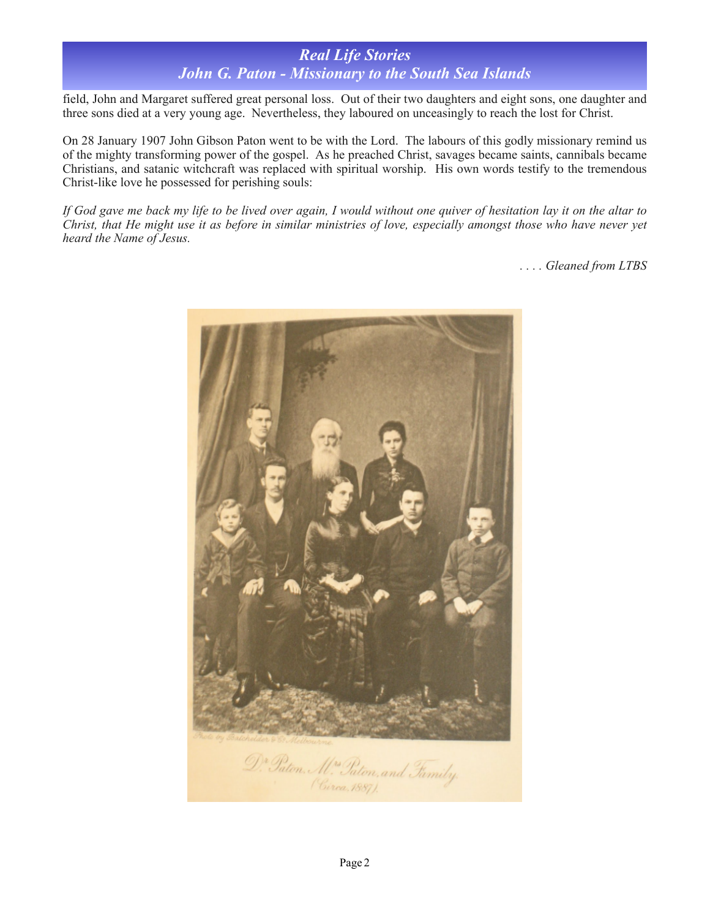field, John and Margaret suffered great personal loss. Out of their two daughters and eight sons, one daughter and three sons died at a very young age. Nevertheless, they laboured on unceasingly to reach the lost for Christ.

On 28 January 1907 John Gibson Paton went to be with the Lord. The labours of this godly missionary remind us of the mighty transforming power of the gospel. As he preached Christ, savages became saints, cannibals became Christians, and satanic witchcraft was replaced with spiritual worship. His own words testify to the tremendous Christ-like love he possessed for perishing souls:

*If God gave me back my life to be lived over again, I would without one quiver of hesitation lay it on the altar to Christ, that He might use it as before in similar ministries of love, especially amongst those who have never yet heard the Name of Jesus.*

*. . . . Gleaned from LTBS*

Photo by Batchelder & Co. Melbourne

Dr. Paton, Mrs. Paton, and Family.
(Circa, 1887).